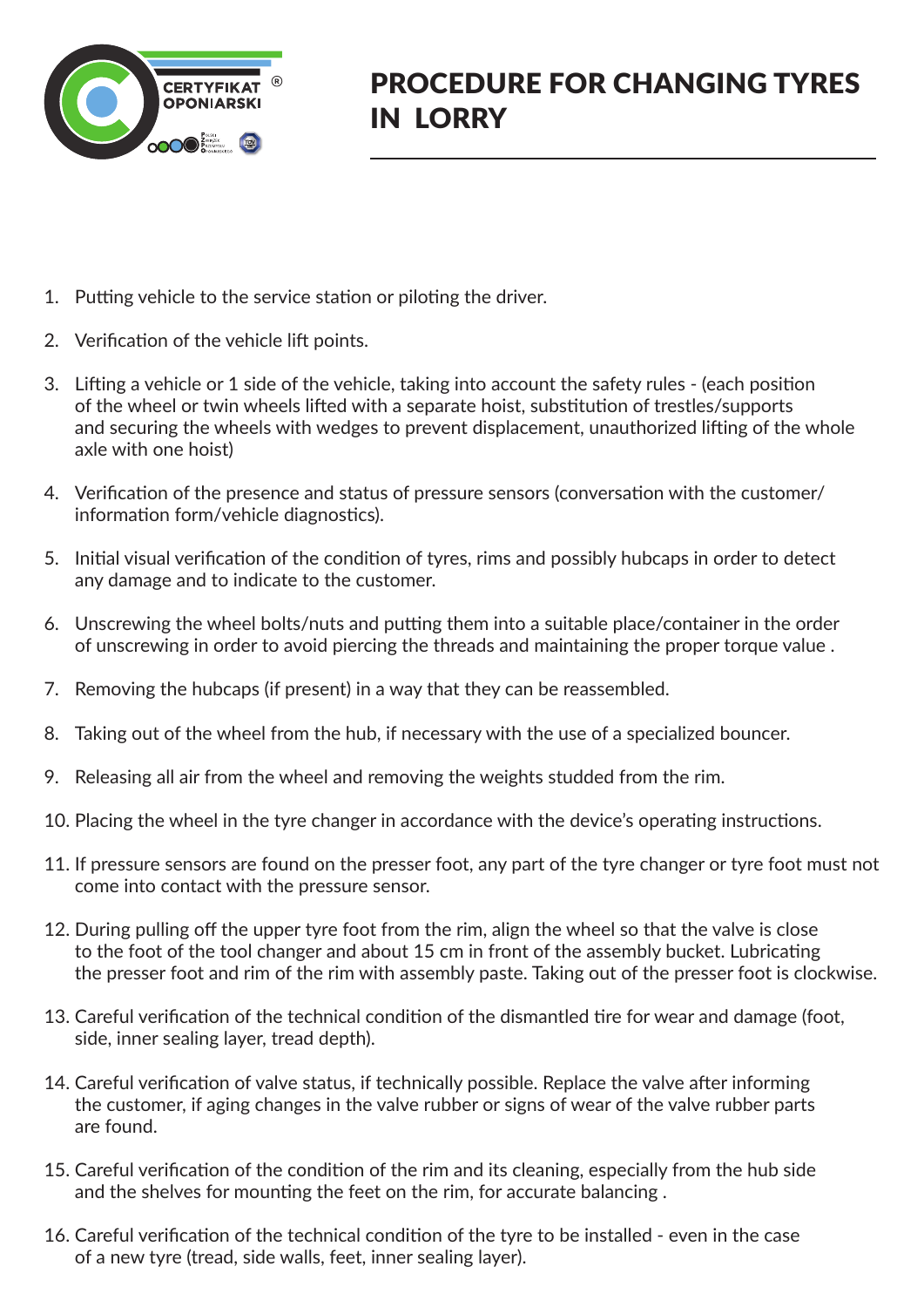# PROCEDURE FOR CHANGING TYRES IN LORRY

1. Putting vehicle to the service station or piloting the driver.
2. Verification of the vehicle lift points.
3. Lifting a vehicle or 1 side of the vehicle, taking into account the safety rules - (each position of the wheel or twin wheels lifted with a separate hoist, substitution of trestles/supports and securing the wheels with wedges to prevent displacement, unauthorized lifting of the whole axle with one hoist)
4. Verification of the presence and status of pressure sensors (conversation with the customer/ information form/vehicle diagnostics).
5. Initial visual verification of the condition of tyres, rims and possibly hubcaps in order to detect any damage and to indicate to the customer.
6. Unscrewing the wheel bolts/nuts and putting them into a suitable place/container in the order of unscrewing in order to avoid piercing the threads and maintaining the proper torque value .
7. Removing the hubcaps (if present) in a way that they can be reassembled.
8. Taking out of the wheel from the hub, if necessary with the use of a specialized bouncer.
9. Releasing all air from the wheel and removing the weights studded from the rim.
10. Placing the wheel in the tyre changer in accordance with the device's operating instructions.
11. If pressure sensors are found on the presser foot, any part of the tyre changer or tyre foot must not come into contact with the pressure sensor.
12. During pulling off the upper tyre foot from the rim, align the wheel so that the valve is close to the foot of the tool changer and about 15 cm in front of the assembly bucket. Lubricating the presser foot and rim of the rim with assembly paste. Taking out of the presser foot is clockwise.
13. Careful verification of the technical condition of the dismantled tire for wear and damage (foot, side, inner sealing layer, tread depth).
14. Careful verification of valve status, if technically possible. Replace the valve after informing the customer, if aging changes in the valve rubber or signs of wear of the valve rubber parts are found.
15. Careful verification of the condition of the rim and its cleaning, especially from the hub side and the shelves for mounting the feet on the rim, for accurate balancing .
16. Careful verification of the technical condition of the tyre to be installed - even in the case of a new tyre (tread, side walls, feet, inner sealing layer).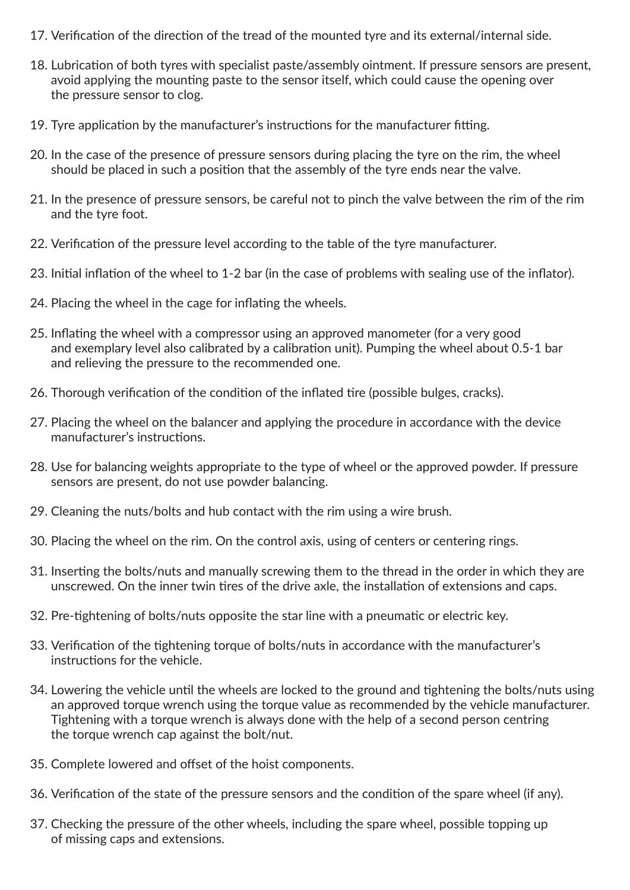17. Verification of the direction of the tread of the mounted tyre and its external/internal side.
18. Lubrication of both tyres with specialist paste/assembly ointment. If pressure sensors are present, avoid applying the mounting paste to the sensor itself, which could cause the opening over the pressure sensor to clog.
19. Tyre application by the manufacturer's instructions for the manufacturer fitting.
20. In the case of the presence of pressure sensors during placing the tyre on the rim, the wheel should be placed in such a position that the assembly of the tyre ends near the valve.
21. In the presence of pressure sensors, be careful not to pinch the valve between the rim of the rim and the tyre foot.
22. Verification of the pressure level according to the table of the tyre manufacturer.
23. Initial inflation of the wheel to 1-2 bar (in the case of problems with sealing use of the inflator).
24. Placing the wheel in the cage for inflating the wheels.
25. Inflating the wheel with a compressor using an approved manometer (for a very good and exemplary level also calibrated by a calibration unit). Pumping the wheel about 0.5-1 bar and relieving the pressure to the recommended one.
26. Thorough verification of the condition of the inflated tire (possible bulges, cracks).
27. Placing the wheel on the balancer and applying the procedure in accordance with the device manufacturer's instructions.
28. Use for balancing weights appropriate to the type of wheel or the approved powder. If pressure sensors are present, do not use powder balancing.
29. Cleaning the nuts/bolts and hub contact with the rim using a wire brush.
30. Placing the wheel on the rim. On the control axis, using of centers or centering rings.
31. Inserting the bolts/nuts and manually screwing them to the thread in the order in which they are unscrewed. On the inner twin tires of the drive axle, the installation of extensions and caps.
32. Pre-tightening of bolts/nuts opposite the star line with a pneumatic or electric key.
33. Verification of the tightening torque of bolts/nuts in accordance with the manufacturer's instructions for the vehicle.
34. Lowering the vehicle until the wheels are locked to the ground and tightening the bolts/nuts using an approved torque wrench using the torque value as recommended by the vehicle manufacturer. Tightening with a torque wrench is always done with the help of a second person centring the torque wrench cap against the bolt/nut.
35. Complete lowered and offset of the hoist components.
36. Verification of the state of the pressure sensors and the condition of the spare wheel (if any).
37. Checking the pressure of the other wheels, including the spare wheel, possible topping up of missing caps and extensions.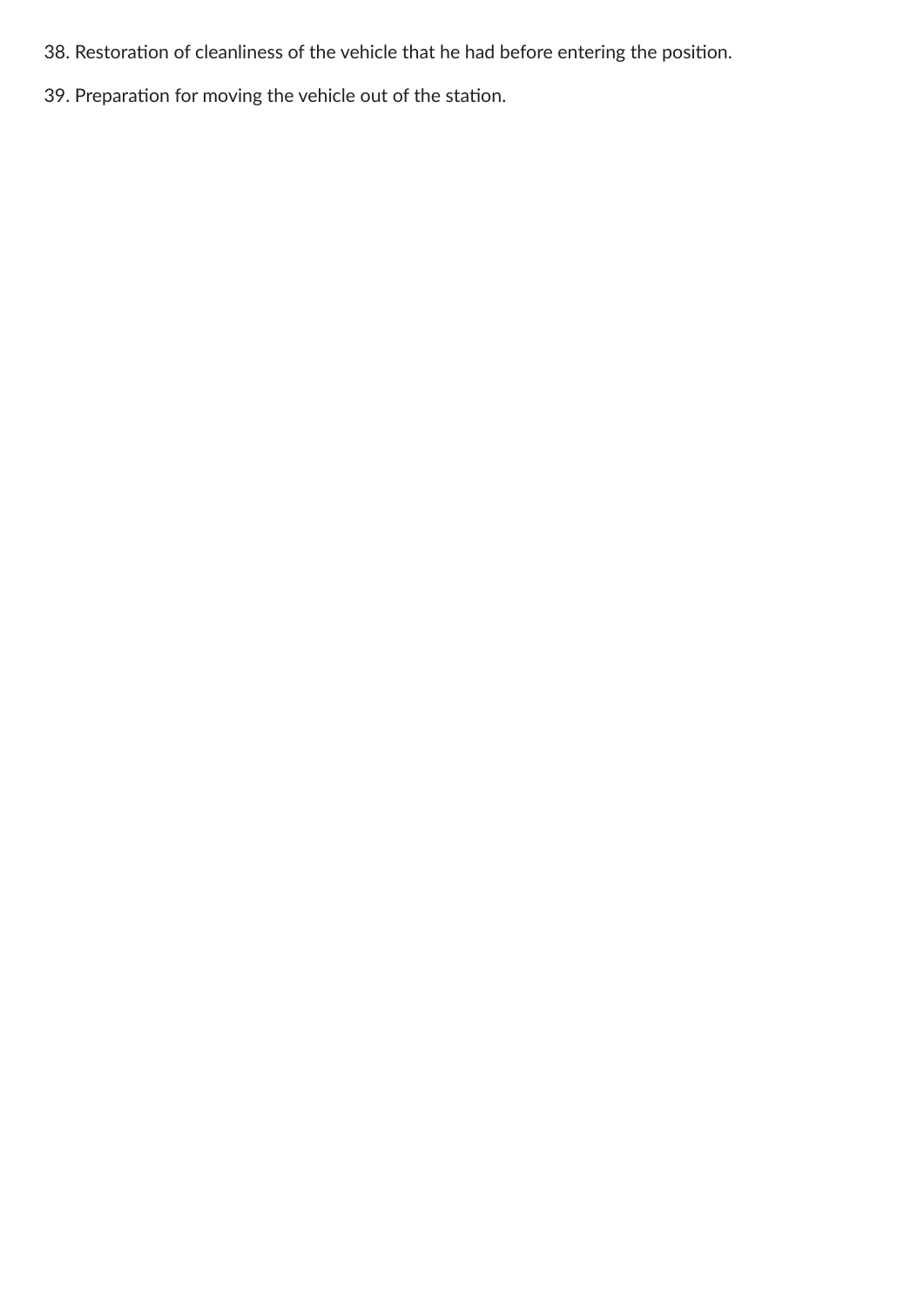38. Restoration of cleanliness of the vehicle that he had before entering the position.

39. Preparation for moving the vehicle out of the station.